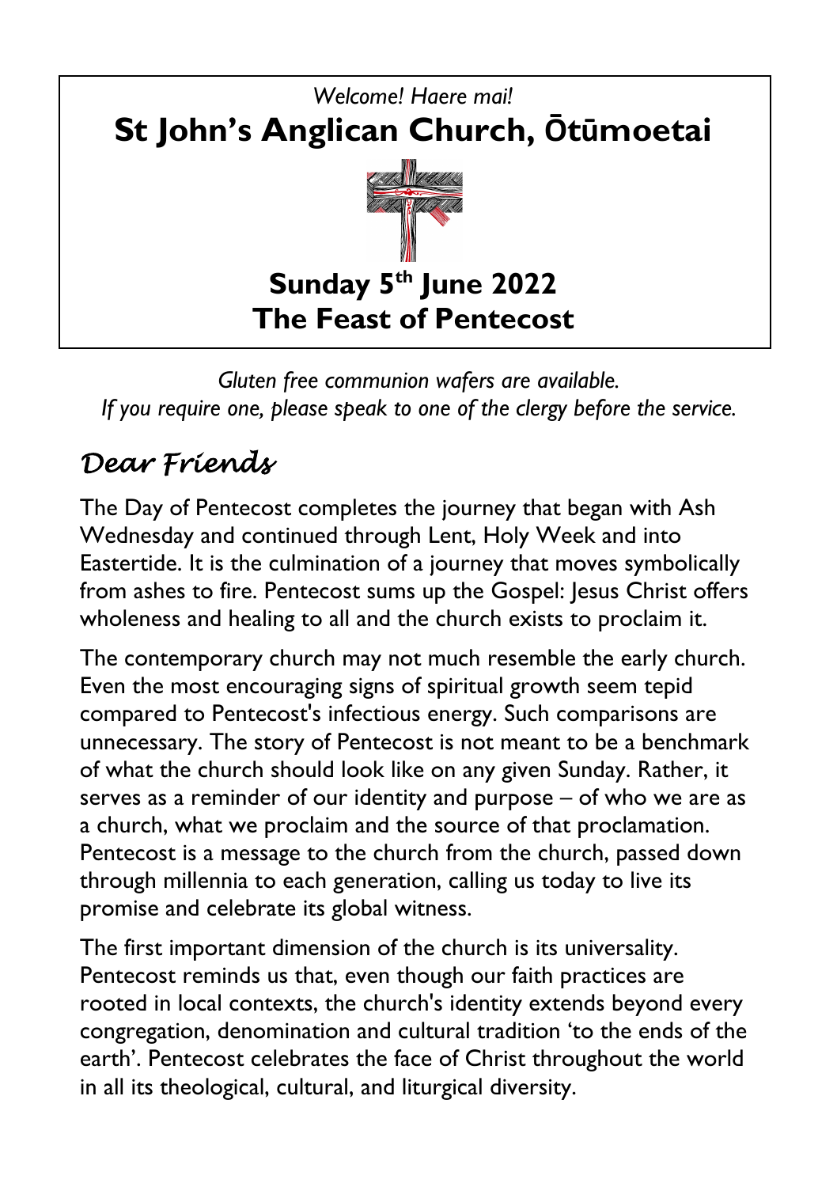*Welcome! Haere mai!*

# St John's Anglican Church, Ōtūmoetai

## Sunday 5th June 2022
## The Feast of Pentecost

*Gluten free communion wafers are available.*
*If you require one, please speak to one of the clergy before the service.*

## *Dear Friends*

The Day of Pentecost completes the journey that began with Ash Wednesday and continued through Lent, Holy Week and into Eastertide. It is the culmination of a journey that moves symbolically from ashes to fire. Pentecost sums up the Gospel: Jesus Christ offers wholeness and healing to all and the church exists to proclaim it.

The contemporary church may not much resemble the early church. Even the most encouraging signs of spiritual growth seem tepid compared to Pentecost's infectious energy. Such comparisons are unnecessary. The story of Pentecost is not meant to be a benchmark of what the church should look like on any given Sunday. Rather, it serves as a reminder of our identity and purpose – of who we are as a church, what we proclaim and the source of that proclamation. Pentecost is a message to the church from the church, passed down through millennia to each generation, calling us today to live its promise and celebrate its global witness.

The first important dimension of the church is its universality. Pentecost reminds us that, even though our faith practices are rooted in local contexts, the church's identity extends beyond every congregation, denomination and cultural tradition 'to the ends of the earth'. Pentecost celebrates the face of Christ throughout the world in all its theological, cultural, and liturgical diversity.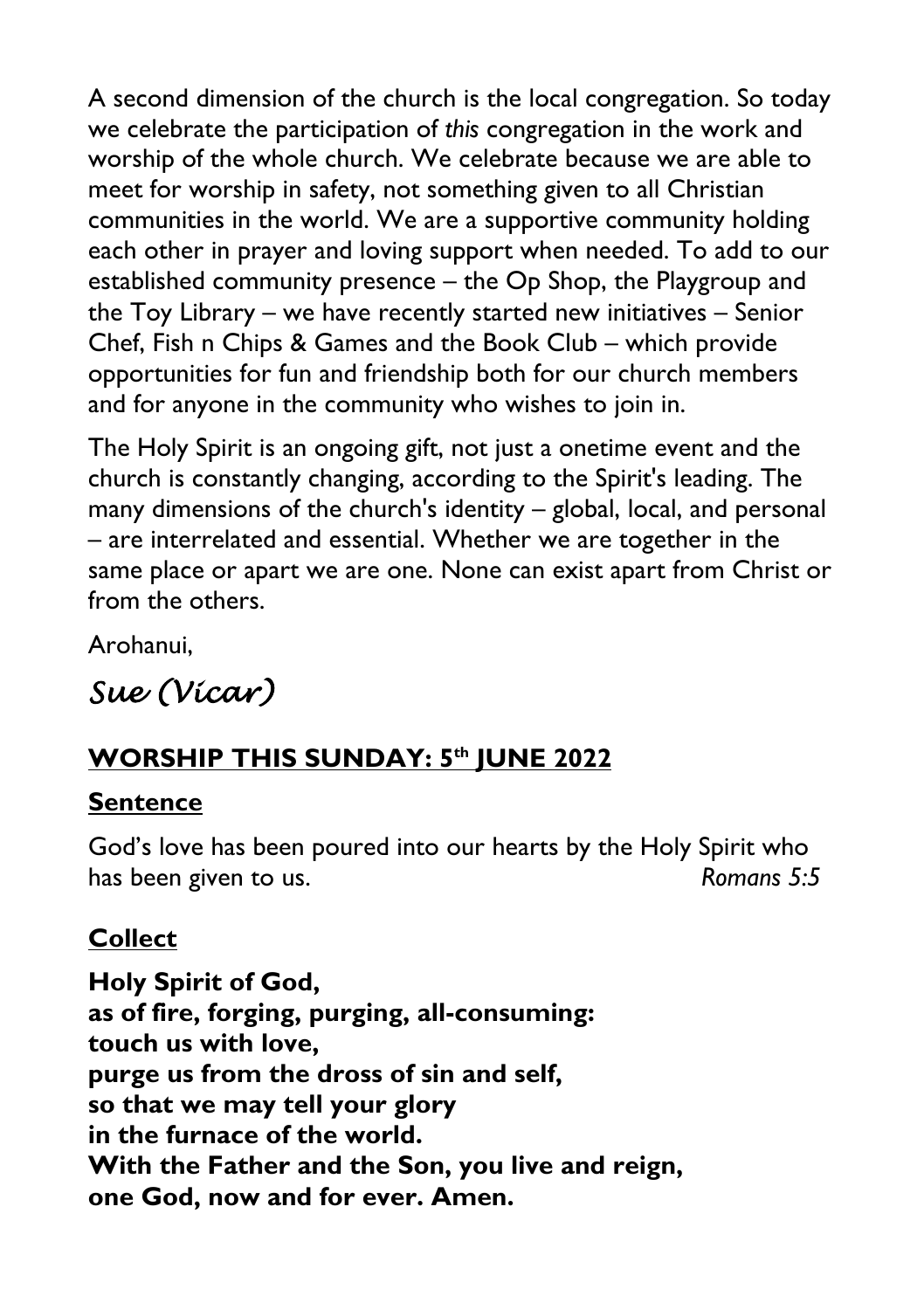A second dimension of the church is the local congregation. So today we celebrate the participation of *this* congregation in the work and worship of the whole church. We celebrate because we are able to meet for worship in safety, not something given to all Christian communities in the world. We are a supportive community holding each other in prayer and loving support when needed. To add to our established community presence – the Op Shop, the Playgroup and the Toy Library – we have recently started new initiatives – Senior Chef, Fish n Chips & Games and the Book Club – which provide opportunities for fun and friendship both for our church members and for anyone in the community who wishes to join in.

The Holy Spirit is an ongoing gift, not just a onetime event and the church is constantly changing, according to the Spirit's leading. The many dimensions of the church's identity – global, local, and personal – are interrelated and essential. Whether we are together in the same place or apart we are one. None can exist apart from Christ or from the others.

Arohanui,

*Sue (Vicar)*

## **WORSHIP THIS SUNDAY: 5th JUNE 2022**

### **Sentence**

God's love has been poured into our hearts by the Holy Spirit who has been given to us. *Romans 5:5*

### **Collect**

**Holy Spirit of God,**
**as of fire, forging, purging, all-consuming:**
**touch us with love,**
**purge us from the dross of sin and self,**
**so that we may tell your glory**
**in the furnace of the world.**
**With the Father and the Son, you live and reign,**
**one God, now and for ever. Amen.**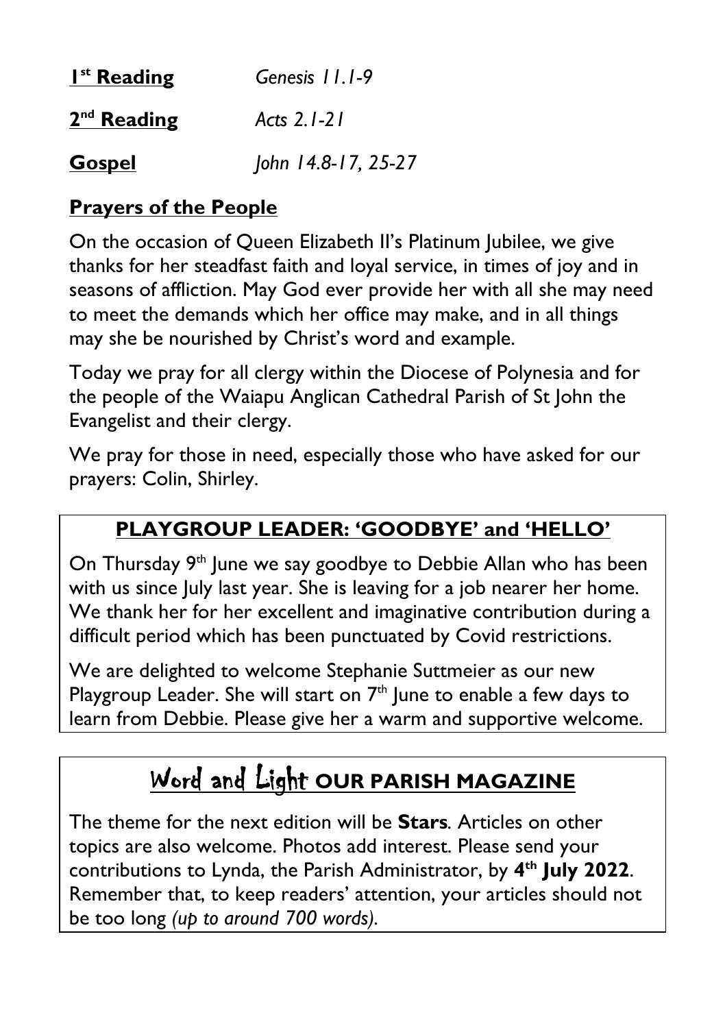**1st Reading** *Genesis 11.1-9*

**2nd Reading** *Acts 2.1-21*

**Gospel** *John 14.8-17, 25-27*

## Prayers of the People

On the occasion of Queen Elizabeth II's Platinum Jubilee, we give thanks for her steadfast faith and loyal service, in times of joy and in seasons of affliction. May God ever provide her with all she may need to meet the demands which her office may make, and in all things may she be nourished by Christ's word and example.

Today we pray for all clergy within the Diocese of Polynesia and for the people of the Waiapu Anglican Cathedral Parish of St John the Evangelist and their clergy.

We pray for those in need, especially those who have asked for our prayers: Colin, Shirley.

## PLAYGROUP LEADER: 'GOODBYE' and 'HELLO'

On Thursday 9th June we say goodbye to Debbie Allan who has been with us since July last year. She is leaving for a job nearer her home. We thank her for her excellent and imaginative contribution during a difficult period which has been punctuated by Covid restrictions.

We are delighted to welcome Stephanie Suttmeier as our new Playgroup Leader. She will start on 7th June to enable a few days to learn from Debbie. Please give her a warm and supportive welcome.

## Word and Light OUR PARISH MAGAZINE

The theme for the next edition will be **Stars**. Articles on other topics are also welcome. Photos add interest. Please send your contributions to Lynda, the Parish Administrator, by **4th July 2022**. Remember that, to keep readers' attention, your articles should not be too long *(up to around 700 words)*.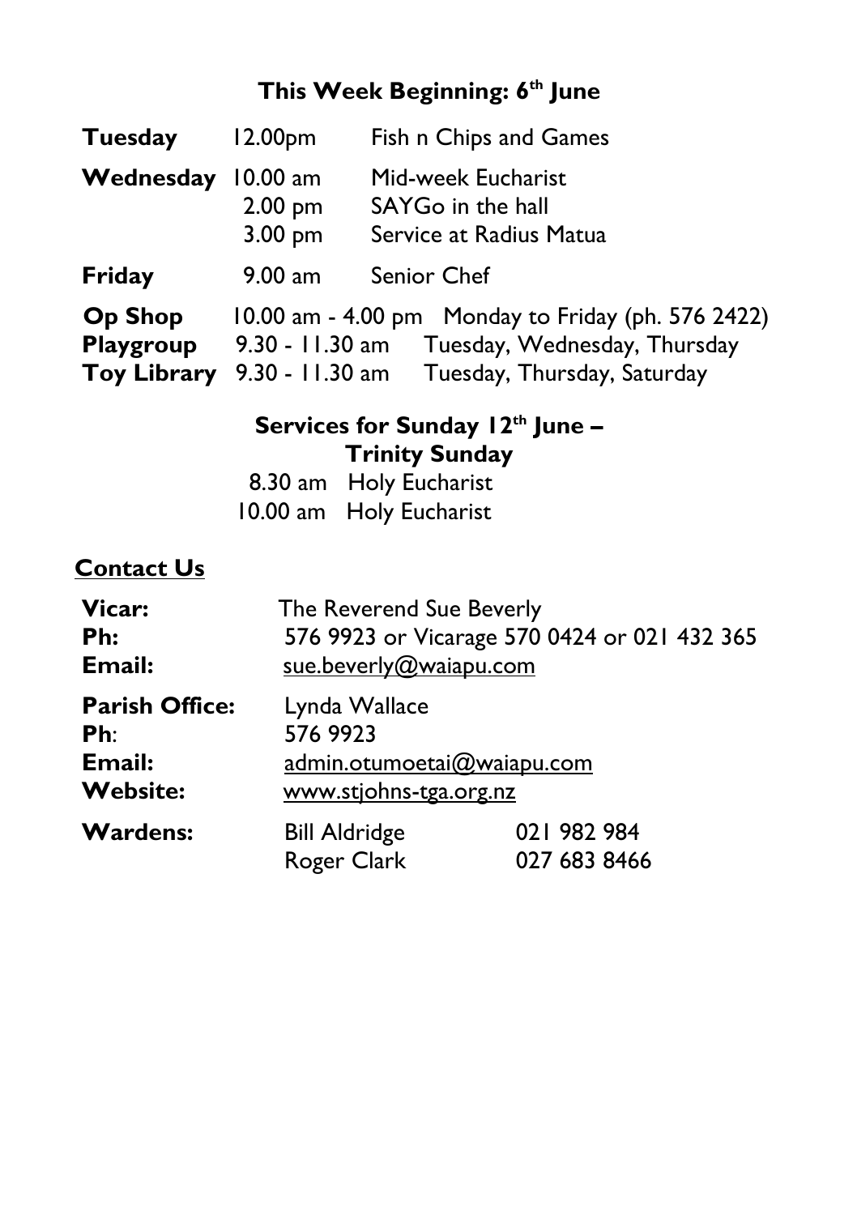## This Week Beginning: 6th June

| | | |
|---|---|---|
| **Tuesday** | 12.00pm | Fish n Chips and Games |
| **Wednesday** | 10.00 am | Mid-week Eucharist |
| | 2.00 pm | SAYGo in the hall |
| | 3.00 pm | Service at Radius Matua |
| **Friday** | 9.00 am | Senior Chef |

| | | |
|---|---|---|
| **Op Shop** | 10.00 am - 4.00 pm | Monday to Friday (ph. 576 2422) |
| **Playgroup** | 9.30 - 11.30 am | Tuesday, Wednesday, Thursday |
| **Toy Library** | 9.30 - 11.30 am | Tuesday, Thursday, Saturday |

## Services for Sunday 12th June – Trinity Sunday

8.30 am Holy Eucharist
10.00 am Holy Eucharist

## Contact Us

| | | |
|---|---|---|
| **Vicar:** | The Reverend Sue Beverly | |
| **Ph:** | 576 9923 or Vicarage 570 0424 or 021 432 365 | |
| **Email:** | sue.beverly@waiapu.com | |
| **Parish Office:** | Lynda Wallace | |
| **Ph**: | 576 9923 | |
| **Email:** | admin.otumoetai@waiapu.com | |
| **Website:** | www.stjohns-tga.org.nz | |
| **Wardens:** | Bill Aldridge | 021 982 984 |
| | Roger Clark | 027 683 8466 |